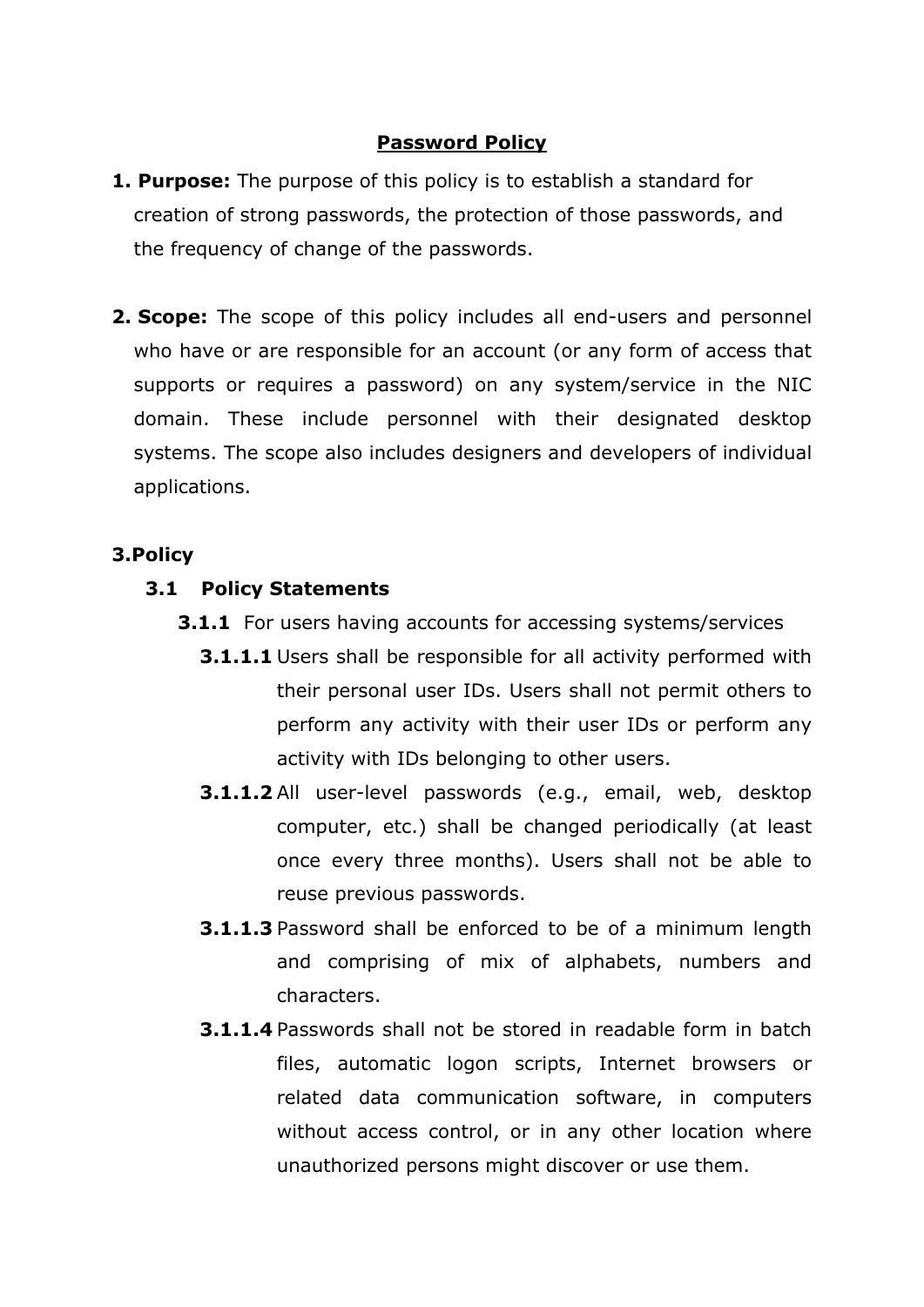# Password Policy

**1. Purpose:** The purpose of this policy is to establish a standard for creation of strong passwords, the protection of those passwords, and the frequency of change of the passwords.

**2. Scope:** The scope of this policy includes all end-users and personnel who have or are responsible for an account (or any form of access that supports or requires a password) on any system/service in the NIC domain. These include personnel with their designated desktop systems. The scope also includes designers and developers of individual applications.

## 3.Policy

### 3.1 Policy Statements

**3.1.1** For users having accounts for accessing systems/services

**3.1.1.1** Users shall be responsible for all activity performed with their personal user IDs. Users shall not permit others to perform any activity with their user IDs or perform any activity with IDs belonging to other users.

**3.1.1.2** All user-level passwords (e.g., email, web, desktop computer, etc.) shall be changed periodically (at least once every three months). Users shall not be able to reuse previous passwords.

**3.1.1.3** Password shall be enforced to be of a minimum length and comprising of mix of alphabets, numbers and characters.

**3.1.1.4** Passwords shall not be stored in readable form in batch files, automatic logon scripts, Internet browsers or related data communication software, in computers without access control, or in any other location where unauthorized persons might discover or use them.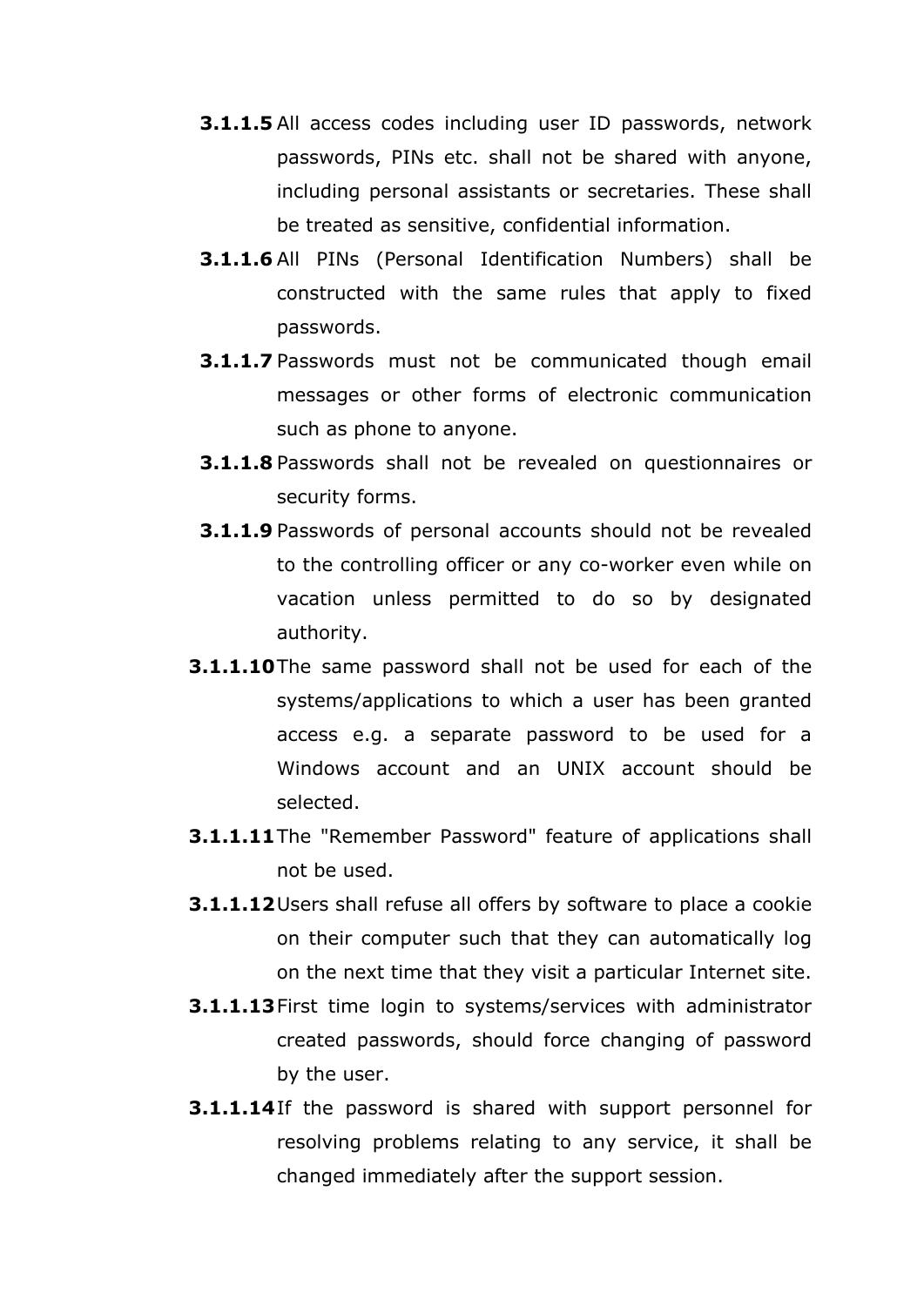**3.1.1.5** All access codes including user ID passwords, network passwords, PINs etc. shall not be shared with anyone, including personal assistants or secretaries. These shall be treated as sensitive, confidential information.

**3.1.1.6** All PINs (Personal Identification Numbers) shall be constructed with the same rules that apply to fixed passwords.

**3.1.1.7** Passwords must not be communicated though email messages or other forms of electronic communication such as phone to anyone.

**3.1.1.8** Passwords shall not be revealed on questionnaires or security forms.

**3.1.1.9** Passwords of personal accounts should not be revealed to the controlling officer or any co-worker even while on vacation unless permitted to do so by designated authority.

**3.1.1.10** The same password shall not be used for each of the systems/applications to which a user has been granted access e.g. a separate password to be used for a Windows account and an UNIX account should be selected.

**3.1.1.11** The "Remember Password" feature of applications shall not be used.

**3.1.1.12** Users shall refuse all offers by software to place a cookie on their computer such that they can automatically log on the next time that they visit a particular Internet site.

**3.1.1.13** First time login to systems/services with administrator created passwords, should force changing of password by the user.

**3.1.1.14** If the password is shared with support personnel for resolving problems relating to any service, it shall be changed immediately after the support session.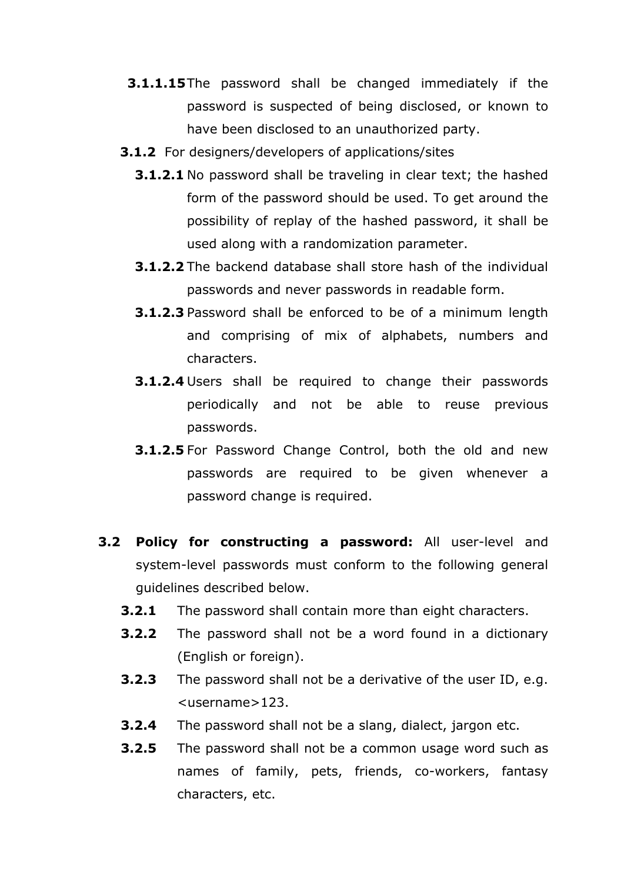**3.1.1.15** The password shall be changed immediately if the password is suspected of being disclosed, or known to have been disclosed to an unauthorized party.

**3.1.2** For designers/developers of applications/sites

**3.1.2.1** No password shall be traveling in clear text; the hashed form of the password should be used. To get around the possibility of replay of the hashed password, it shall be used along with a randomization parameter.

**3.1.2.2** The backend database shall store hash of the individual passwords and never passwords in readable form.

**3.1.2.3** Password shall be enforced to be of a minimum length and comprising of mix of alphabets, numbers and characters.

**3.1.2.4** Users shall be required to change their passwords periodically and not be able to reuse previous passwords.

**3.1.2.5** For Password Change Control, both the old and new passwords are required to be given whenever a password change is required.

**3.2 Policy for constructing a password:** All user-level and system-level passwords must conform to the following general guidelines described below.

**3.2.1** The password shall contain more than eight characters.

**3.2.2** The password shall not be a word found in a dictionary (English or foreign).

**3.2.3** The password shall not be a derivative of the user ID, e.g. <username>123.

**3.2.4** The password shall not be a slang, dialect, jargon etc.

**3.2.5** The password shall not be a common usage word such as names of family, pets, friends, co-workers, fantasy characters, etc.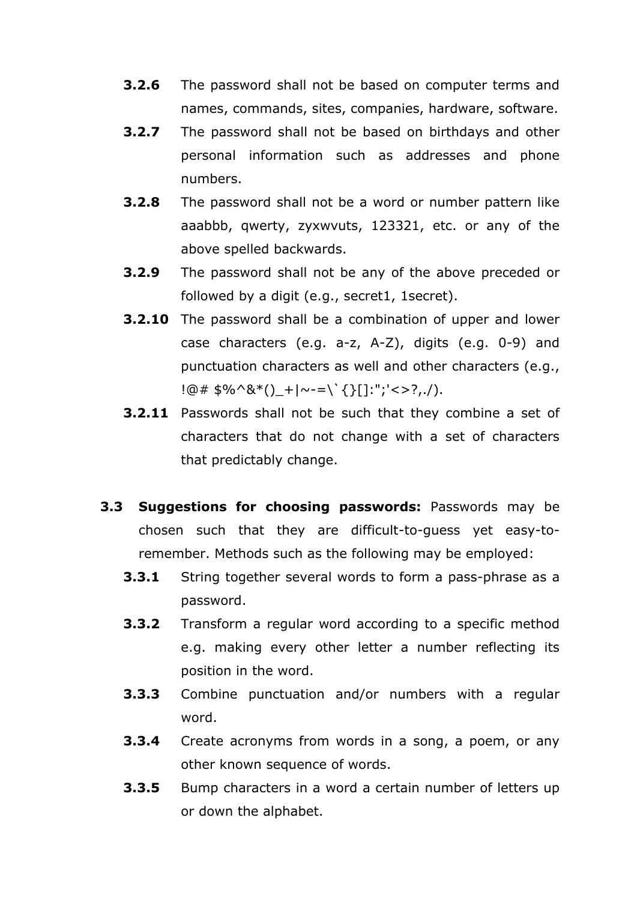**3.2.6** The password shall not be based on computer terms and names, commands, sites, companies, hardware, software.

**3.2.7** The password shall not be based on birthdays and other personal information such as addresses and phone numbers.

**3.2.8** The password shall not be a word or number pattern like aaabbb, qwerty, zyxwvuts, 123321, etc. or any of the above spelled backwards.

**3.2.9** The password shall not be any of the above preceded or followed by a digit (e.g., secret1, 1secret).

**3.2.10** The password shall be a combination of upper and lower case characters (e.g. a-z, A-Z), digits (e.g. 0-9) and punctuation characters as well and other characters (e.g., !@# $%^&*()_+|~-=\`{}[]:";'<>?,./).

**3.2.11** Passwords shall not be such that they combine a set of characters that do not change with a set of characters that predictably change.

**3.3 Suggestions for choosing passwords:** Passwords may be chosen such that they are difficult-to-guess yet easy-to-remember. Methods such as the following may be employed:

**3.3.1** String together several words to form a pass-phrase as a password.

**3.3.2** Transform a regular word according to a specific method e.g. making every other letter a number reflecting its position in the word.

**3.3.3** Combine punctuation and/or numbers with a regular word.

**3.3.4** Create acronyms from words in a song, a poem, or any other known sequence of words.

**3.3.5** Bump characters in a word a certain number of letters up or down the alphabet.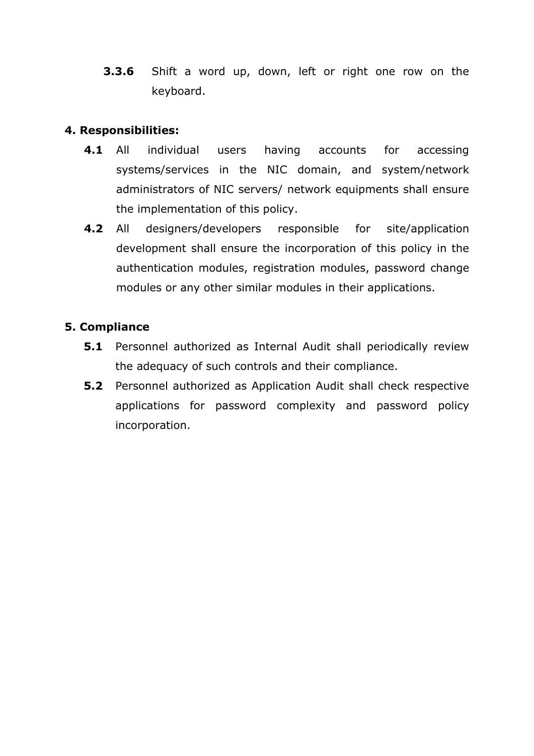**3.3.6** Shift a word up, down, left or right one row on the keyboard.

## 4. Responsibilities:

**4.1** All individual users having accounts for accessing systems/services in the NIC domain, and system/network administrators of NIC servers/ network equipments shall ensure the implementation of this policy.

**4.2** All designers/developers responsible for site/application development shall ensure the incorporation of this policy in the authentication modules, registration modules, password change modules or any other similar modules in their applications.

## 5. Compliance

**5.1** Personnel authorized as Internal Audit shall periodically review the adequacy of such controls and their compliance.

**5.2** Personnel authorized as Application Audit shall check respective applications for password complexity and password policy incorporation.